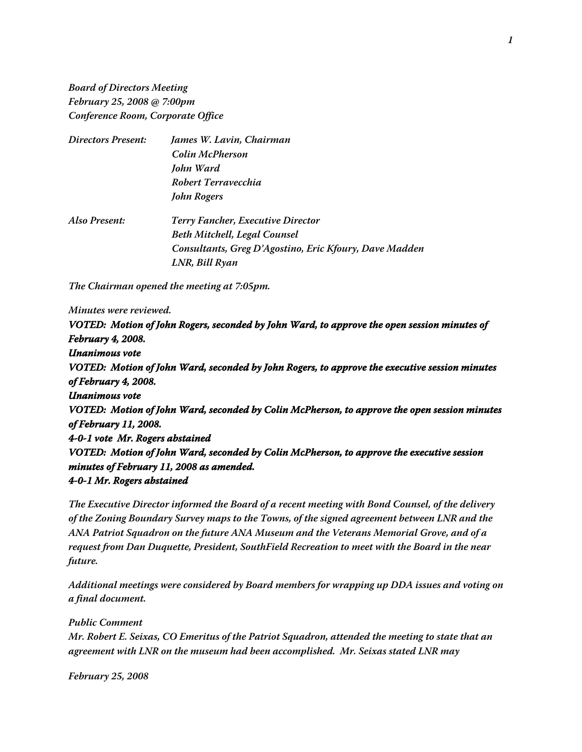*Board of Directors Meeting*
*February 25, 2008 @ 7:00pm*
*Conference Room, Corporate Office*

*Directors Present:* *James W. Lavin, Chairman*
*Colin McPherson*
*John Ward*
*Robert Terravecchia*
*John Rogers*

*Also Present:* *Terry Fancher, Executive Director*
*Beth Mitchell, Legal Counsel*
*Consultants, Greg D'Agostino, Eric Kfoury, Dave Madden*
*LNR, Bill Ryan*

*The Chairman opened the meeting at 7:05pm.*

*Minutes were reviewed.*

***VOTED: Motion of John Rogers, seconded by John Ward, to approve the open session minutes of February 4, 2008.***
***Unanimous vote***
***VOTED: Motion of John Ward, seconded by John Rogers, to approve the executive session minutes of February 4, 2008.***
***Unanimous vote***
***VOTED: Motion of John Ward, seconded by Colin McPherson, to approve the open session minutes of February 11, 2008.***
***4-0-1 vote Mr. Rogers abstained***
***VOTED: Motion of John Ward, seconded by Colin McPherson, to approve the executive session minutes of February 11, 2008 as amended.***
***4-0-1 Mr. Rogers abstained***

*The Executive Director informed the Board of a recent meeting with Bond Counsel, of the delivery of the Zoning Boundary Survey maps to the Towns, of the signed agreement between LNR and the ANA Patriot Squadron on the future ANA Museum and the Veterans Memorial Grove, and of a request from Dan Duquette, President, SouthField Recreation to meet with the Board in the near future.*

*Additional meetings were considered by Board members for wrapping up DDA issues and voting on a final document.*

*Public Comment*
*Mr. Robert E. Seixas, CO Emeritus of the Patriot Squadron, attended the meeting to state that an agreement with LNR on the museum had been accomplished. Mr. Seixas stated LNR may*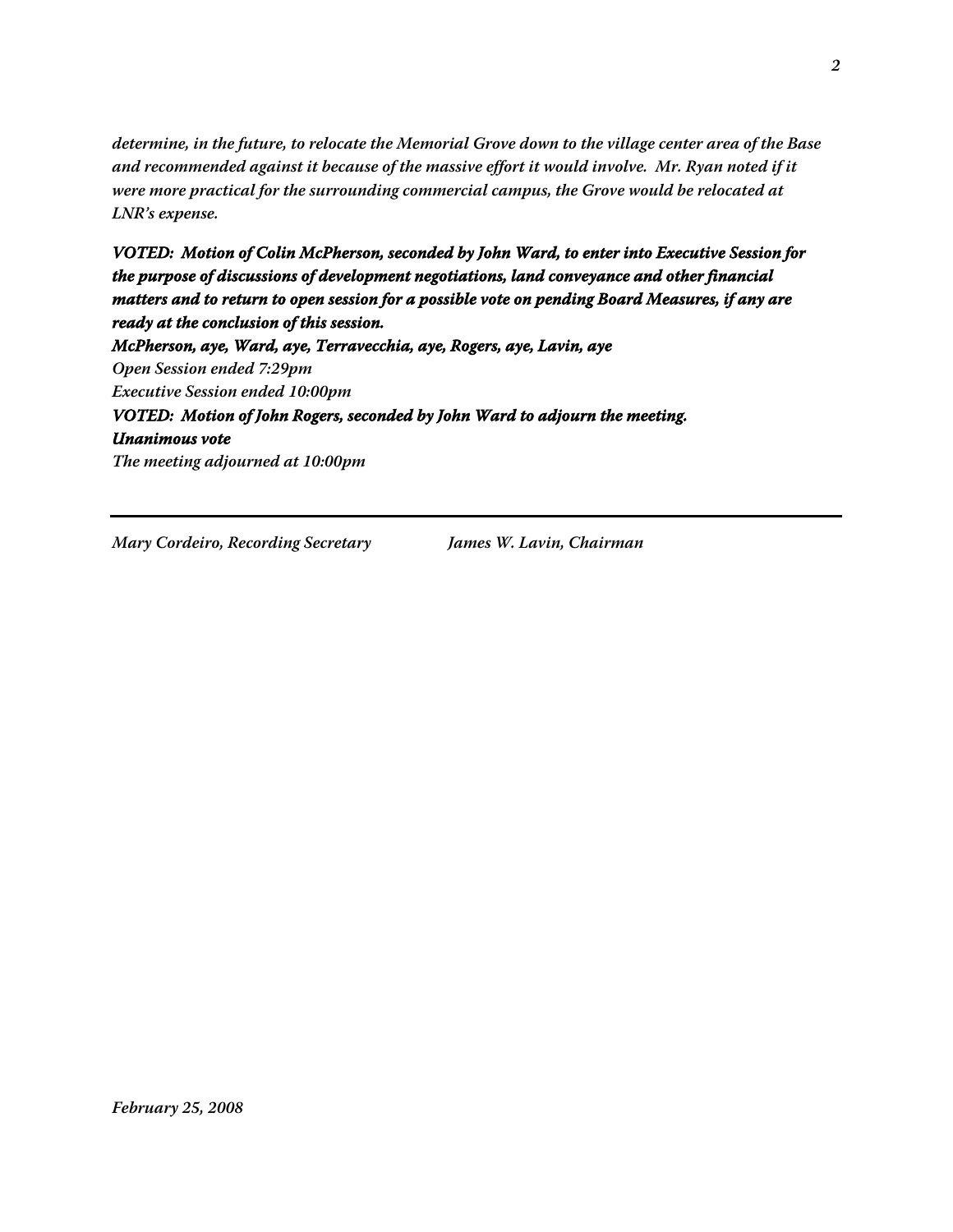*determine, in the future, to relocate the Memorial Grove down to the village center area of the Base and recommended against it because of the massive effort it would involve. Mr. Ryan noted if it were more practical for the surrounding commercial campus, the Grove would be relocated at LNR's expense.*

***VOTED: Motion of Colin McPherson, seconded by John Ward, to enter into Executive Session for the purpose of discussions of development negotiations, land conveyance and other financial matters and to return to open session for a possible vote on pending Board Measures, if any are ready at the conclusion of this session.***
***McPherson, aye, Ward, aye, Terravecchia, aye, Rogers, aye, Lavin, aye***
*Open Session ended 7:29pm*
*Executive Session ended 10:00pm*
***VOTED: Motion of John Rogers, seconded by John Ward to adjourn the meeting.***
***Unanimous vote***
*The meeting adjourned at 10:00pm*

---

*Mary Cordeiro, Recording Secretary* *James W. Lavin, Chairman*

*February 25, 2008*